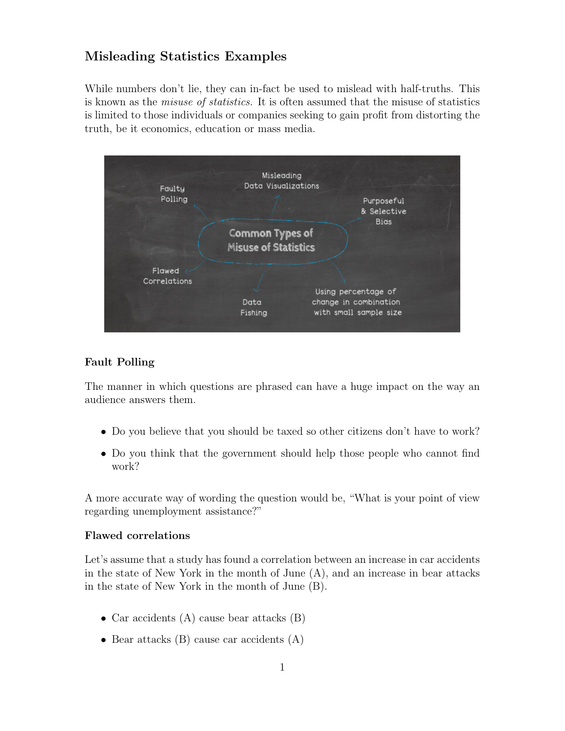## Misleading Statistics Examples

While numbers don't lie, they can in-fact be used to mislead with half-truths. This is known as the *misuse of statistics.* It is often assumed that the misuse of statistics is limited to those individuals or companies seeking to gain profit from distorting the truth, be it economics, education or mass media.

### Fault Polling

The manner in which questions are phrased can have a huge impact on the way an audience answers them.

- Do you believe that you should be taxed so other citizens don't have to work?
- Do you think that the government should help those people who cannot find work?

A more accurate way of wording the question would be, "What is your point of view regarding unemployment assistance?"

### Flawed correlations

Let's assume that a study has found a correlation between an increase in car accidents in the state of New York in the month of June (A), and an increase in bear attacks in the state of New York in the month of June (B).

- Car accidents (A) cause bear attacks (B)
- Bear attacks (B) cause car accidents (A)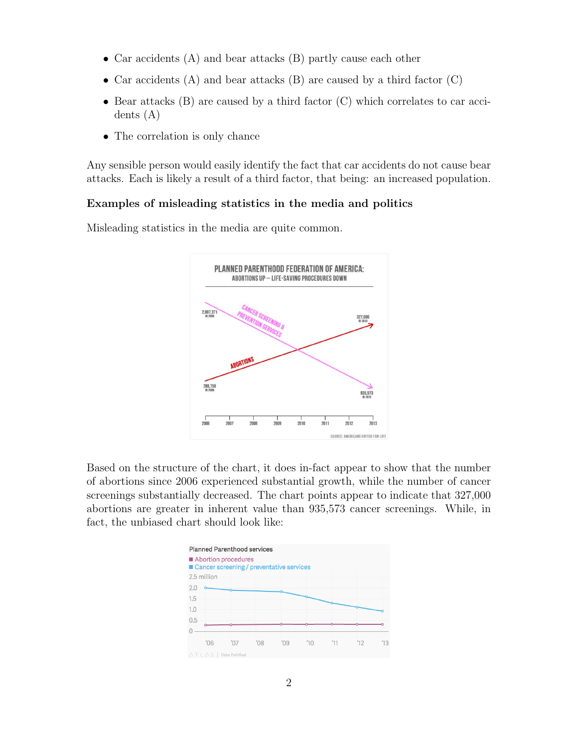- Car accidents (A) and bear attacks (B) partly cause each other
- Car accidents (A) and bear attacks (B) are caused by a third factor (C)
- Bear attacks (B) are caused by a third factor (C) which correlates to car accidents (A)
- The correlation is only chance

Any sensible person would easily identify the fact that car accidents do not cause bear attacks. Each is likely a result of a third factor, that being: an increased population.

### Examples of misleading statistics in the media and politics

Misleading statistics in the media are quite common.

Based on the structure of the chart, it does in-fact appear to show that the number of abortions since 2006 experienced substantial growth, while the number of cancer screenings substantially decreased. The chart points appear to indicate that 327,000 abortions are greater in inherent value than 935,573 cancer screenings. While, in fact, the unbiased chart should look like: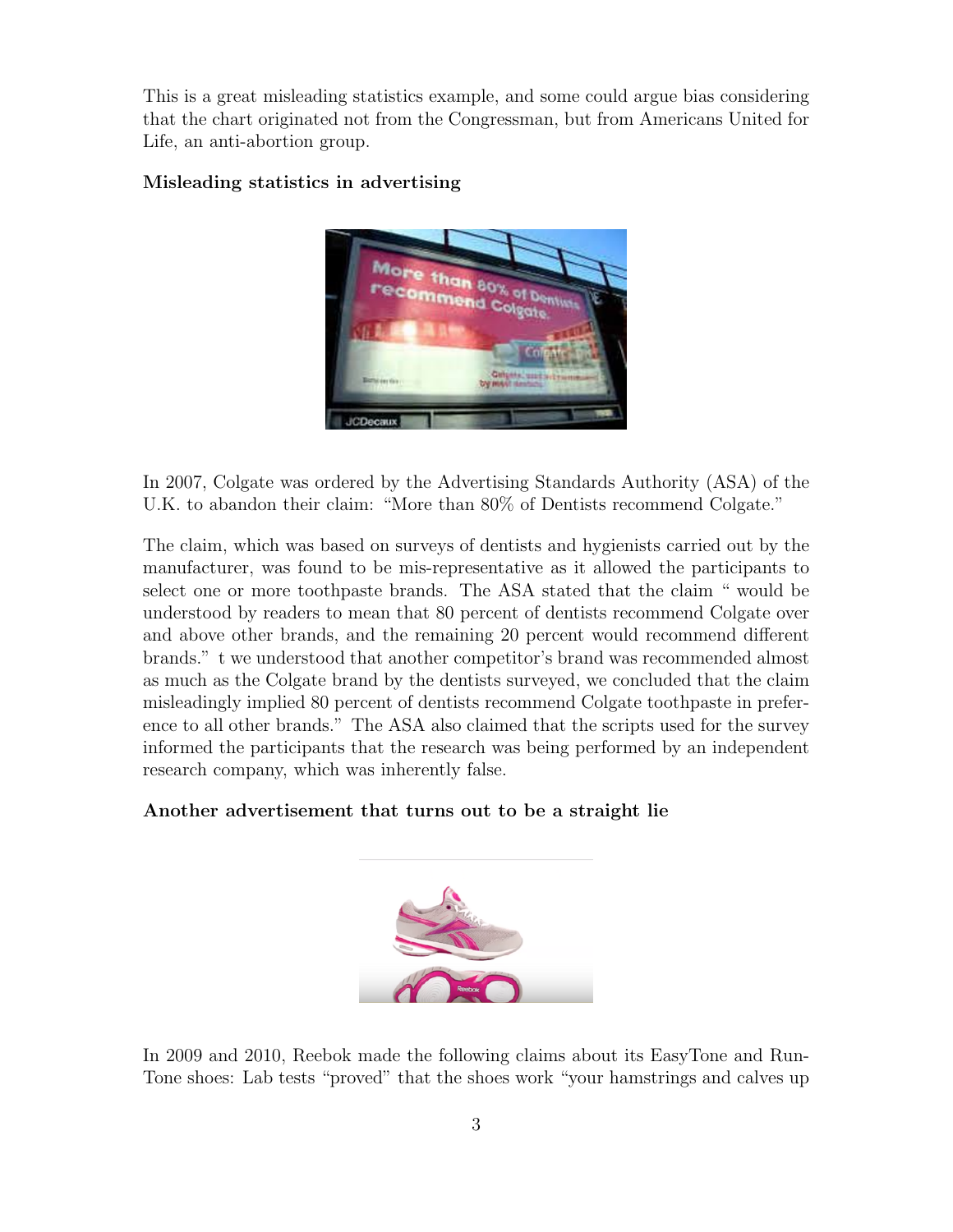This is a great misleading statistics example, and some could argue bias considering that the chart originated not from the Congressman, but from Americans United for Life, an anti-abortion group.

**Misleading statistics in advertising**

In 2007, Colgate was ordered by the Advertising Standards Authority (ASA) of the U.K. to abandon their claim: "More than 80% of Dentists recommend Colgate."

The claim, which was based on surveys of dentists and hygienists carried out by the manufacturer, was found to be mis-representative as it allowed the participants to select one or more toothpaste brands. The ASA stated that the claim " would be understood by readers to mean that 80 percent of dentists recommend Colgate over and above other brands, and the remaining 20 percent would recommend different brands." t we understood that another competitor's brand was recommended almost as much as the Colgate brand by the dentists surveyed, we concluded that the claim misleadingly implied 80 percent of dentists recommend Colgate toothpaste in preference to all other brands." The ASA also claimed that the scripts used for the survey informed the participants that the research was being performed by an independent research company, which was inherently false.

**Another advertisement that turns out to be a straight lie**

In 2009 and 2010, Reebok made the following claims about its EasyTone and RunTone shoes: Lab tests "proved" that the shoes work "your hamstrings and calves up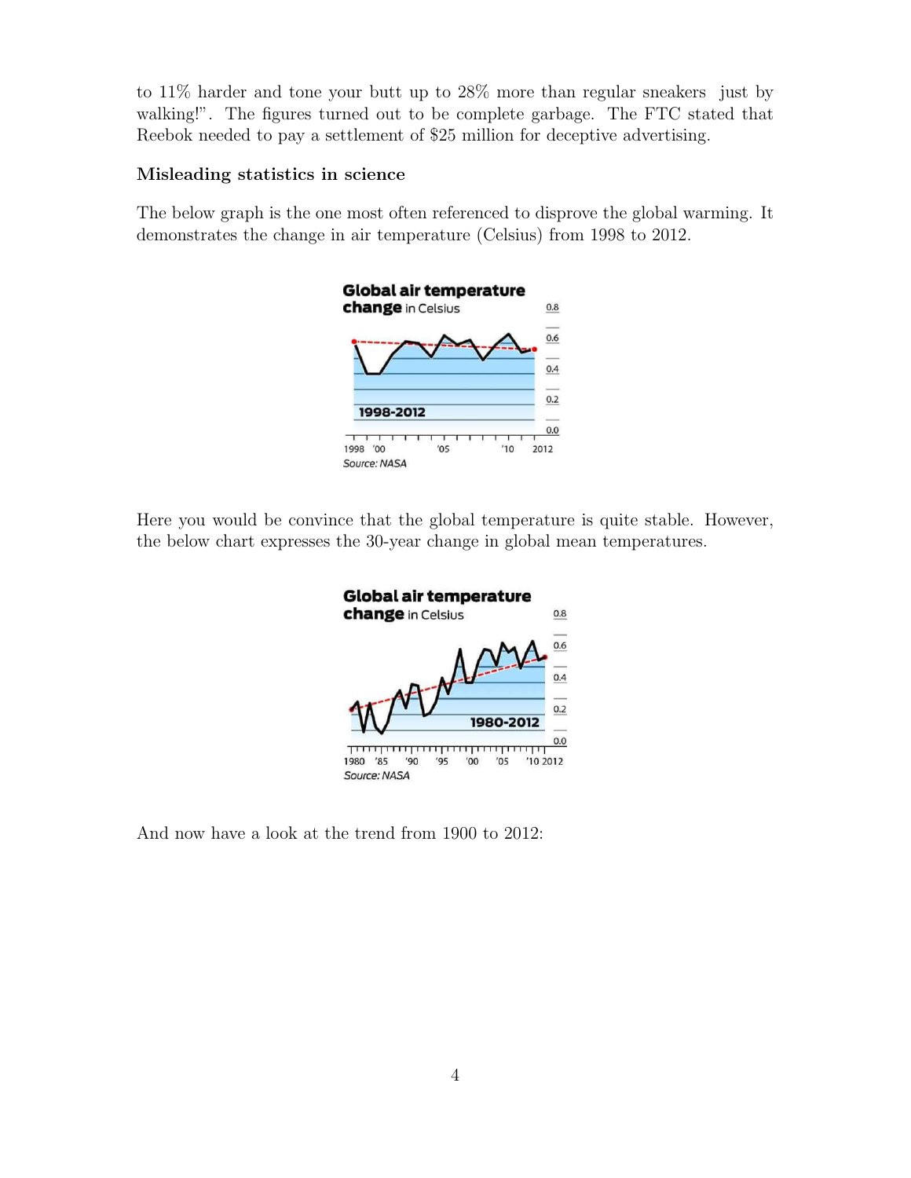to 11% harder and tone your butt up to 28% more than regular sneakers  just by walking!". The figures turned out to be complete garbage. The FTC stated that Reebok needed to pay a settlement of $25 million for deceptive advertising.

**Misleading statistics in science**

The below graph is the one most often referenced to disprove the global warming. It demonstrates the change in air temperature (Celsius) from 1998 to 2012.

Here you would be convince that the global temperature is quite stable. However, the below chart expresses the 30-year change in global mean temperatures.

And now have a look at the trend from 1900 to 2012: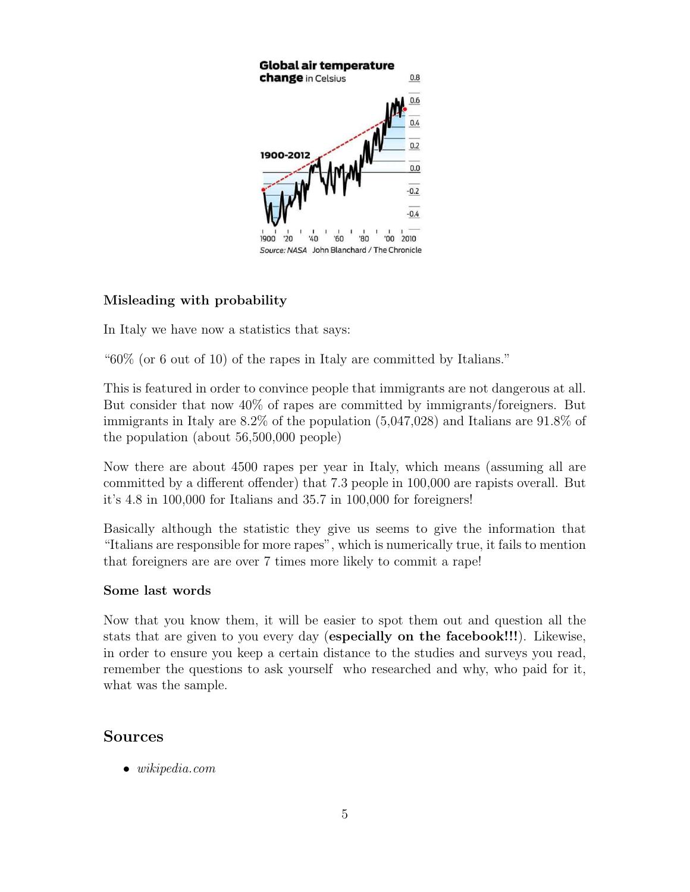**Misleading with probability**

In Italy we have now a statistics that says:

"60% (or 6 out of 10) of the rapes in Italy are committed by Italians."

This is featured in order to convince people that immigrants are not dangerous at all. But consider that now 40% of rapes are committed by immigrants/foreigners. But immigrants in Italy are 8.2% of the population (5,047,028) and Italians are 91.8% of the population (about 56,500,000 people)

Now there are about 4500 rapes per year in Italy, which means (assuming all are committed by a different offender) that 7.3 people in 100,000 are rapists overall. But it's 4.8 in 100,000 for Italians and 35.7 in 100,000 for foreigners!

Basically although the statistic they give us seems to give the information that "Italians are responsible for more rapes", which is numerically true, it fails to mention that foreigners are are over 7 times more likely to commit a rape!

**Some last words**

Now that you know them, it will be easier to spot them out and question all the stats that are given to you every day (**especially on the facebook!!!**). Likewise, in order to ensure you keep a certain distance to the studies and surveys you read, remember the questions to ask yourself who researched and why, who paid for it, what was the sample.

## Sources

- *wikipedia.com*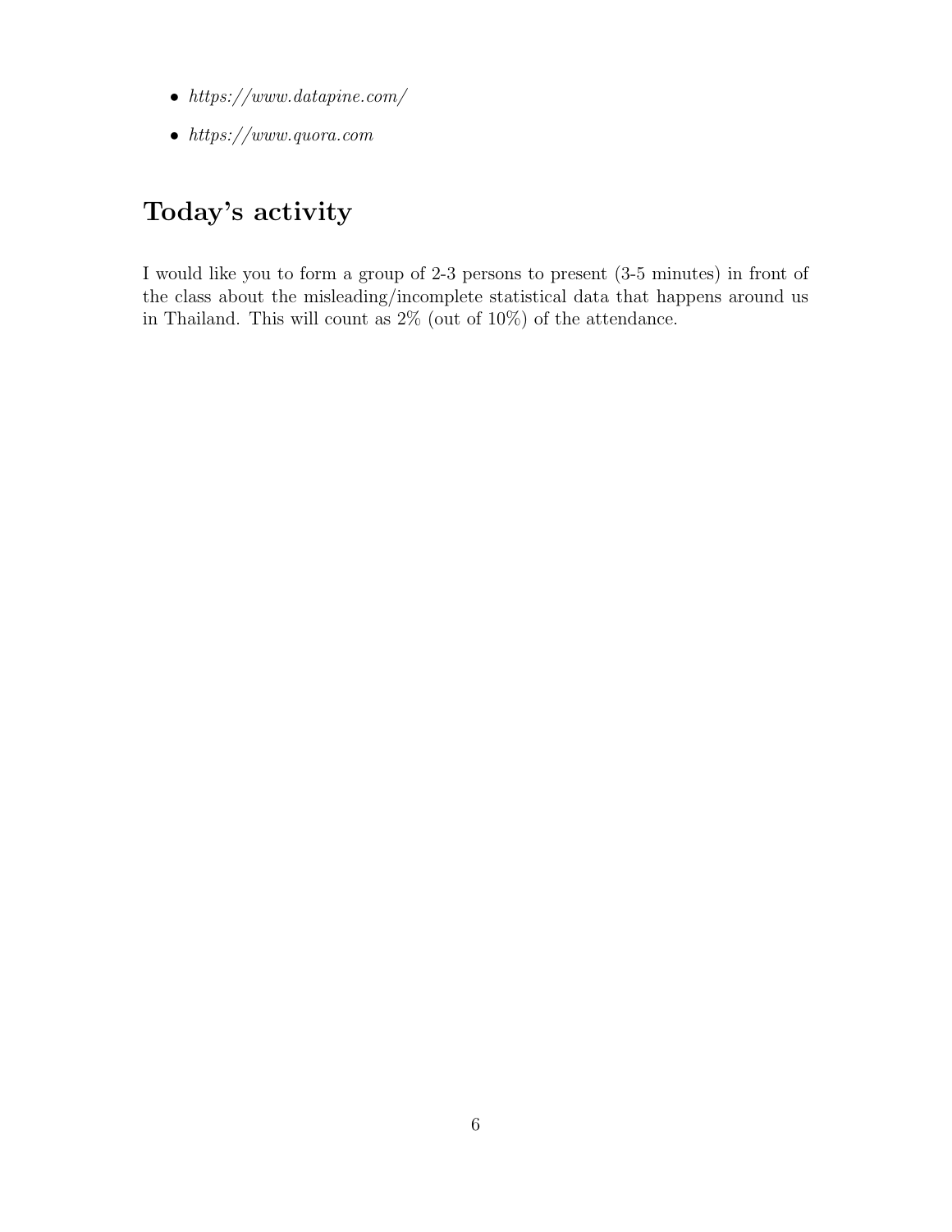- *https://www.datapine.com/*
- *https://www.quora.com*

## Today's activity

I would like you to form a group of 2-3 persons to present (3-5 minutes) in front of the class about the misleading/incomplete statistical data that happens around us in Thailand. This will count as 2% (out of 10%) of the attendance.